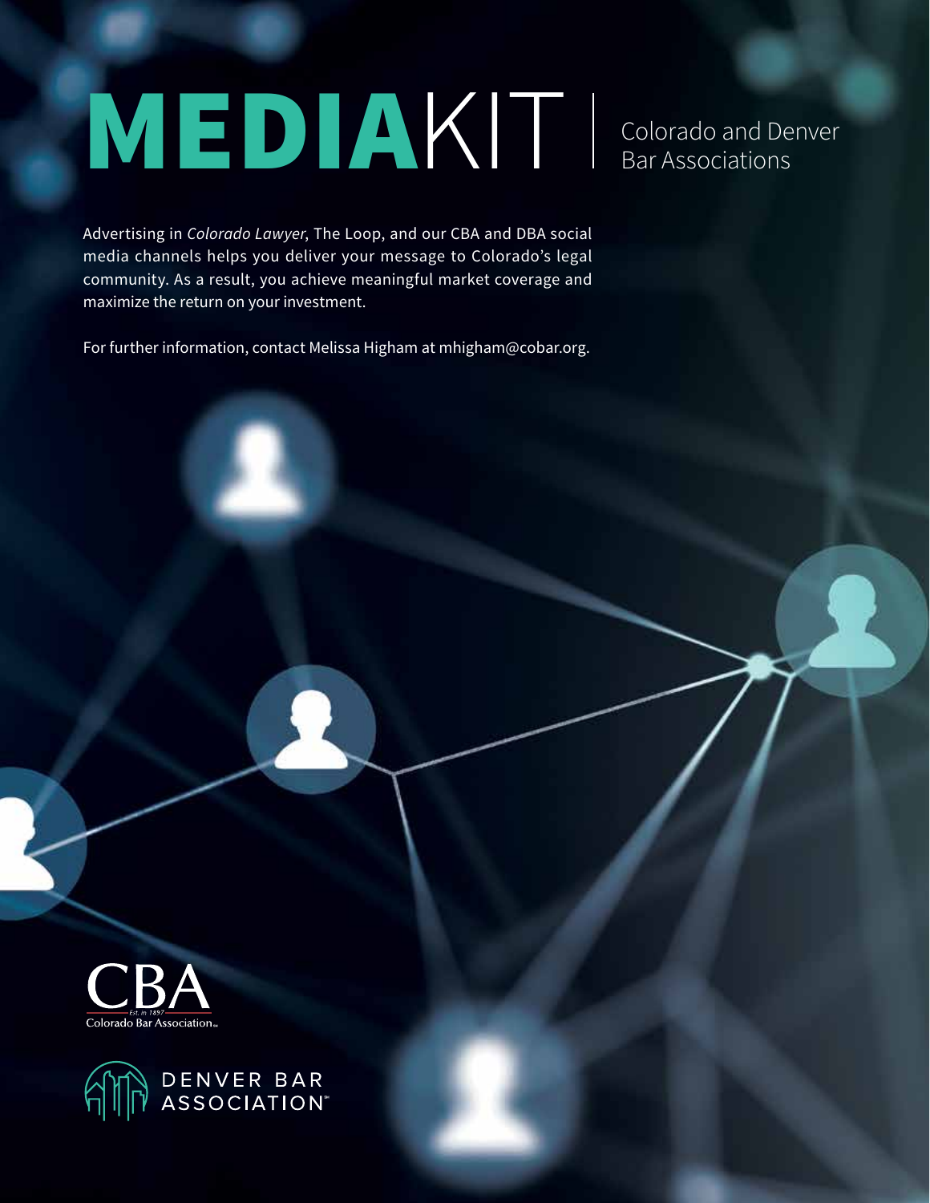# **MEDIA**KIT | Colorado and Denver Bar Associations

Advertising in *Colorado Lawyer*, The Loop, and our CBA and DBA social media channels helps you deliver your message to Colorado's legal community. As a result, you achieve meaningful market coverage and maximize the return on your investment.

For further information, contact Melissa Higham at mhigham@cobar.org.

CBA
Est. in 1897
Colorado Bar Association

DENVER BAR ASSOCIATION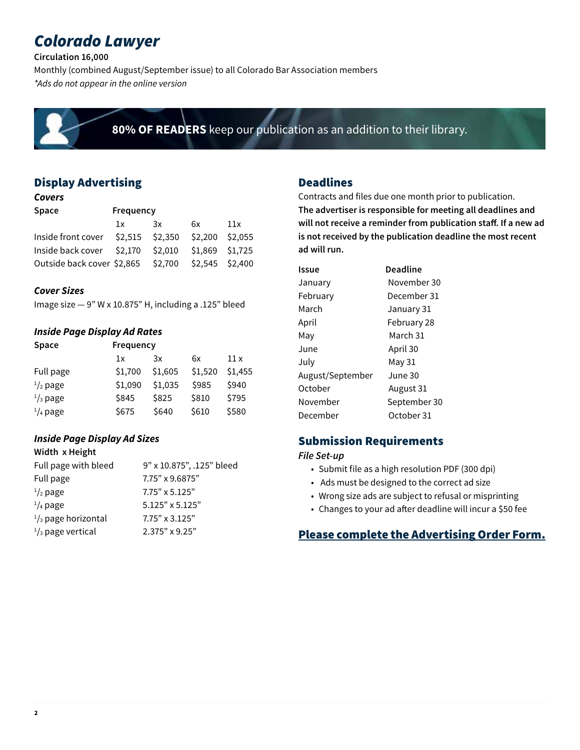# *Colorado Lawyer*

**Circulation 16,000**

Monthly (combined August/September issue) to all Colorado Bar Association members

*\*Ads do not appear in the online version*

**80% OF READERS** keep our publication as an addition to their library.

## Display Advertising

### *Covers*

| Space | Frequency | | | |
|---|---|---|---|---|
| | 1x | 3x | 6x | 11x |
| Inside front cover | $2,515 | $2,350 | $2,200 | $2,055 |
| Inside back cover | $2,170 | $2,010 | $1,869 | $1,725 |
| Outside back cover | $2,865 | $2,700 | $2,545 | $2,400 |

### *Cover Sizes*

Image size — 9" W x 10.875" H, including a .125" bleed

### *Inside Page Display Ad Rates*

| Space | Frequency | | | |
|---|---|---|---|---|
| | 1x | 3x | 6x | 11 x |
| Full page | $1,700 | $1,605 | $1,520 | $1,455 |
| 1/2 page | $1,090 | $1,035 | $985 | $940 |
| 1/3 page | $845 | $825 | $810 | $795 |
| 1/4 page | $675 | $640 | $610 | $580 |

### *Inside Page Display Ad Sizes*

| Width x Height | |
|---|---|
| Full page with bleed | 9" x 10.875", .125" bleed |
| Full page | 7.75" x 9.6875" |
| 1/2 page | 7.75" x 5.125" |
| 1/4 page | 5.125" x 5.125" |
| 1/3 page horizontal | 7.75" x 3.125" |
| 1/3 page vertical | 2.375" x 9.25" |

## Deadlines

Contracts and files due one month prior to publication. **The advertiser is responsible for meeting all deadlines and will not receive a reminder from publication staff. If a new ad is not received by the publication deadline the most recent ad will run.**

| Issue | Deadline |
|---|---|
| January | November 30 |
| February | December 31 |
| March | January 31 |
| April | February 28 |
| May | March 31 |
| June | April 30 |
| July | May 31 |
| August/September | June 30 |
| October | August 31 |
| November | September 30 |
| December | October 31 |

## Submission Requirements

### *File Set-up*

- Submit file as a high resolution PDF (300 dpi)
- Ads must be designed to the correct ad size
- Wrong size ads are subject to refusal or misprinting
- Changes to your ad after deadline will incur a $50 fee

## Please complete the Advertising Order Form.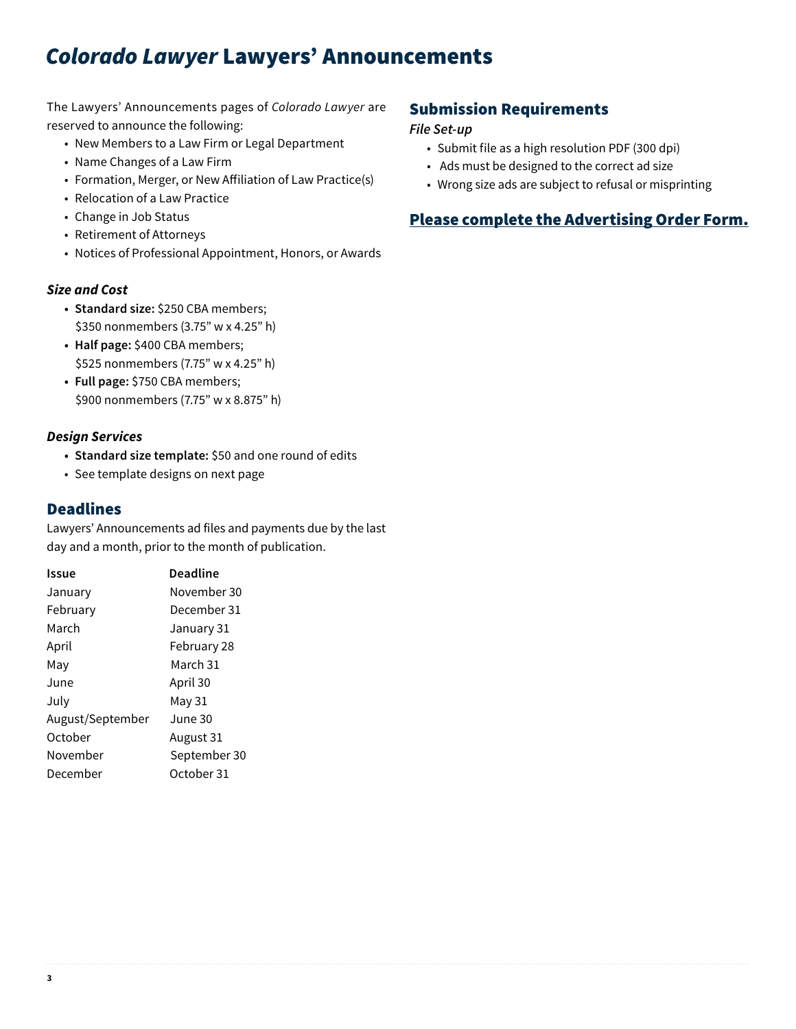# *Colorado Lawyer* Lawyers' Announcements

The Lawyers' Announcements pages of *Colorado Lawyer* are reserved to announce the following:

- New Members to a Law Firm or Legal Department
- Name Changes of a Law Firm
- Formation, Merger, or New Affiliation of Law Practice(s)
- Relocation of a Law Practice
- Change in Job Status
- Retirement of Attorneys
- Notices of Professional Appointment, Honors, or Awards

### *Size and Cost*

- **Standard size:** $250 CBA members; $350 nonmembers (3.75" w x 4.25" h)
- **Half page:** $400 CBA members; $525 nonmembers (7.75" w x 4.25" h)
- **Full page:** $750 CBA members; $900 nonmembers (7.75" w x 8.875" h)

### *Design Services*

- **Standard size template:** $50 and one round of edits
- See template designs on next page

## Deadlines

Lawyers' Announcements ad files and payments due by the last day and a month, prior to the month of publication.

| Issue | Deadline |
| --- | --- |
| January | November 30 |
| February | December 31 |
| March | January 31 |
| April | February 28 |
| May | March 31 |
| June | April 30 |
| July | May 31 |
| August/September | June 30 |
| October | August 31 |
| November | September 30 |
| December | October 31 |

## Submission Requirements

### *File Set-up*

- Submit file as a high resolution PDF (300 dpi)
- Ads must be designed to the correct ad size
- Wrong size ads are subject to refusal or misprinting

## Please complete the Advertising Order Form.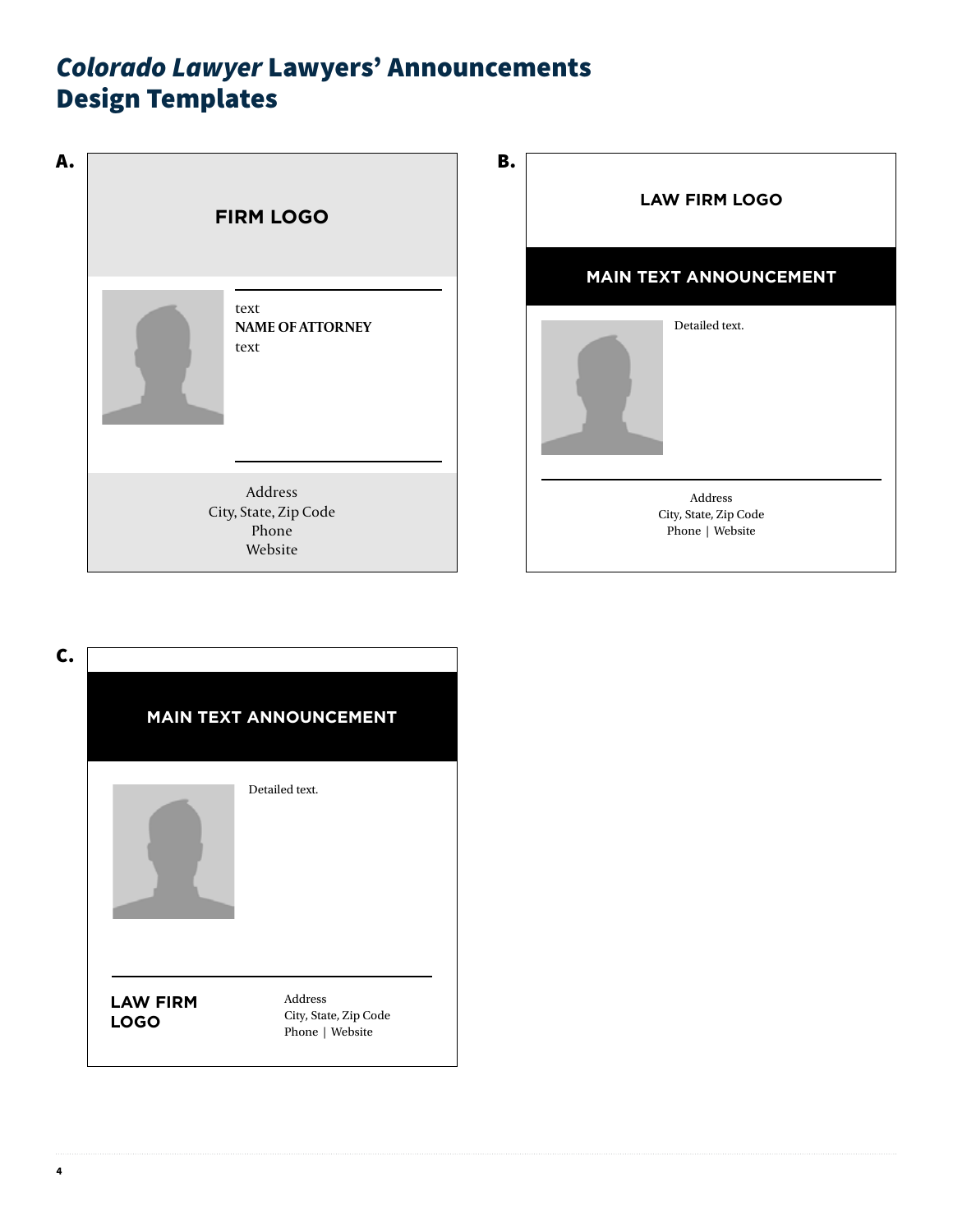# *Colorado Lawyer* Lawyers' Announcements Design Templates

**A.**

**FIRM LOGO**

text
**NAME OF ATTORNEY**
text

Address
City, State, Zip Code
Phone
Website

**B.**

**LAW FIRM LOGO**

**MAIN TEXT ANNOUNCEMENT**

Detailed text.

Address
City, State, Zip Code
Phone | Website

**C.**

**MAIN TEXT ANNOUNCEMENT**

Detailed text.

**LAW FIRM LOGO**

Address
City, State, Zip Code
Phone | Website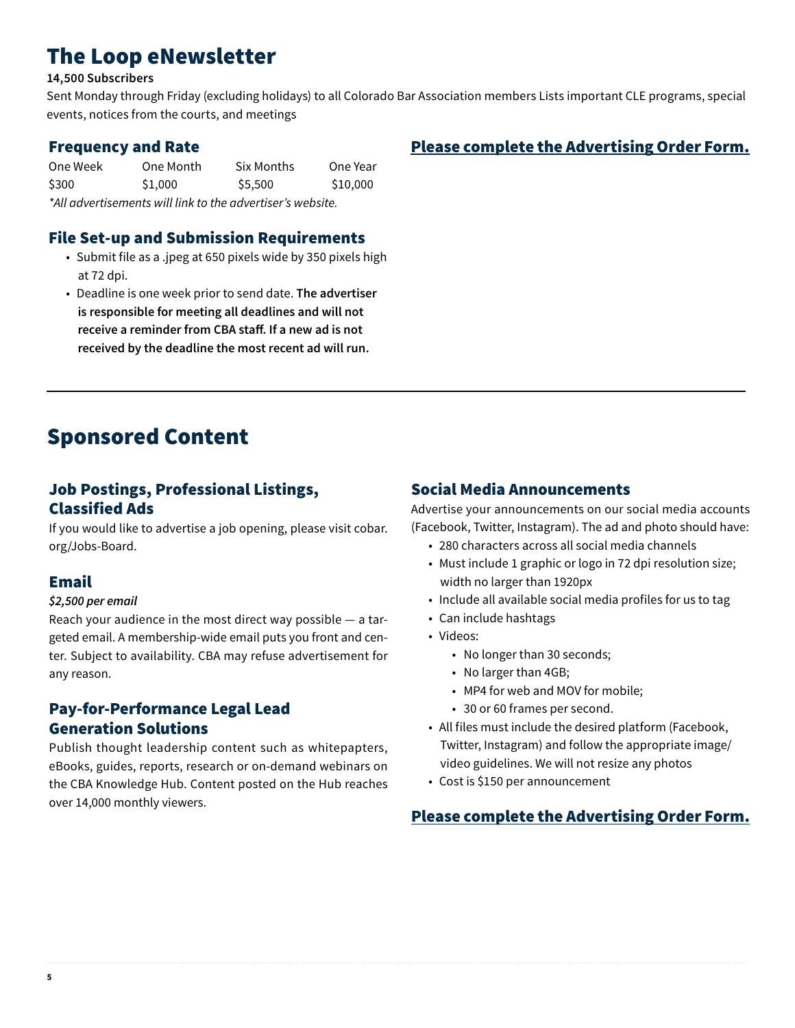# The Loop eNewsletter

**14,500 Subscribers**

Sent Monday through Friday (excluding holidays) to all Colorado Bar Association members Lists important CLE programs, special events, notices from the courts, and meetings

## Frequency and Rate

| One Week | One Month | Six Months | One Year |
|---|---|---|---|
| $300 | $1,000 | $5,500 | $10,000 |

*\*All advertisements will link to the advertiser's website.*

## File Set-up and Submission Requirements

- Submit file as a .jpeg at 650 pixels wide by 350 pixels high at 72 dpi.
- Deadline is one week prior to send date. **The advertiser is responsible for meeting all deadlines and will not receive a reminder from CBA staff. If a new ad is not received by the deadline the most recent ad will run.**

**Please complete the Advertising Order Form.**

---

# Sponsored Content

## Job Postings, Professional Listings, Classified Ads

If you would like to advertise a job opening, please visit cobar.org/Jobs-Board.

## Email

*$2,500 per email*

Reach your audience in the most direct way possible — a targeted email. A membership-wide email puts you front and center. Subject to availability. CBA may refuse advertisement for any reason.

## Pay-for-Performance Legal Lead Generation Solutions

Publish thought leadership content such as whitepapers, eBooks, guides, reports, research or on-demand webinars on the CBA Knowledge Hub. Content posted on the Hub reaches over 14,000 monthly viewers.

## Social Media Announcements

Advertise your announcements on our social media accounts (Facebook, Twitter, Instagram). The ad and photo should have:

- 280 characters across all social media channels
- Must include 1 graphic or logo in 72 dpi resolution size; width no larger than 1920px
- Include all available social media profiles for us to tag
- Can include hashtags
- Videos:
  - No longer than 30 seconds;
  - No larger than 4GB;
  - MP4 for web and MOV for mobile;
  - 30 or 60 frames per second.
- All files must include the desired platform (Facebook, Twitter, Instagram) and follow the appropriate image/video guidelines. We will not resize any photos
- Cost is $150 per announcement

**Please complete the Advertising Order Form.**